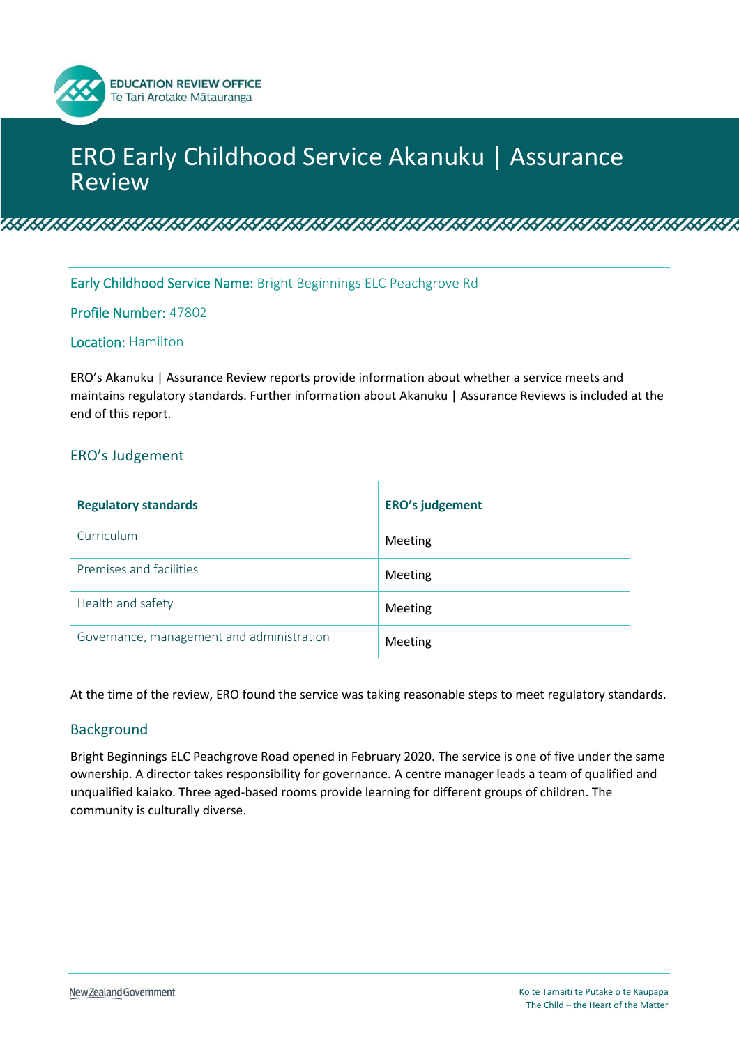EDUCATION REVIEW OFFICE
Te Tari Arotake Mātauranga

# ERO Early Childhood Service Akanuku | Assurance Review

**Early Childhood Service Name:** Bright Beginnings ELC Peachgrove Rd

**Profile Number:** 47802

**Location:** Hamilton

ERO's Akanuku | Assurance Review reports provide information about whether a service meets and maintains regulatory standards. Further information about Akanuku | Assurance Reviews is included at the end of this report.

## ERO's Judgement

| Regulatory standards | ERO's judgement |
|---|---|
| Curriculum | Meeting |
| Premises and facilities | Meeting |
| Health and safety | Meeting |
| Governance, management and administration | Meeting |

At the time of the review, ERO found the service was taking reasonable steps to meet regulatory standards.

## Background

Bright Beginnings ELC Peachgrove Road opened in February 2020. The service is one of five under the same ownership. A director takes responsibility for governance. A centre manager leads a team of qualified and unqualified kaiako. Three aged-based rooms provide learning for different groups of children. The community is culturally diverse.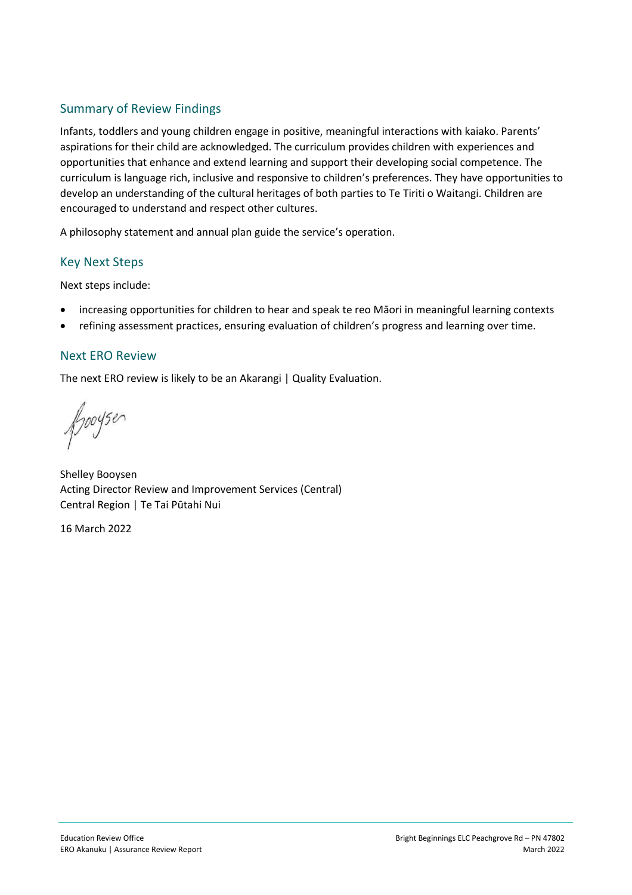## Summary of Review Findings

Infants, toddlers and young children engage in positive, meaningful interactions with kaiako. Parents' aspirations for their child are acknowledged. The curriculum provides children with experiences and opportunities that enhance and extend learning and support their developing social competence. The curriculum is language rich, inclusive and responsive to children's preferences. They have opportunities to develop an understanding of the cultural heritages of both parties to Te Tiriti o Waitangi. Children are encouraged to understand and respect other cultures.

A philosophy statement and annual plan guide the service's operation.

## Key Next Steps

Next steps include:

- increasing opportunities for children to hear and speak te reo Māori in meaningful learning contexts
- refining assessment practices, ensuring evaluation of children's progress and learning over time.

## Next ERO Review

The next ERO review is likely to be an Akarangi | Quality Evaluation.

Shelley Booysen
Acting Director Review and Improvement Services (Central)
Central Region | Te Tai Pūtahi Nui

16 March 2022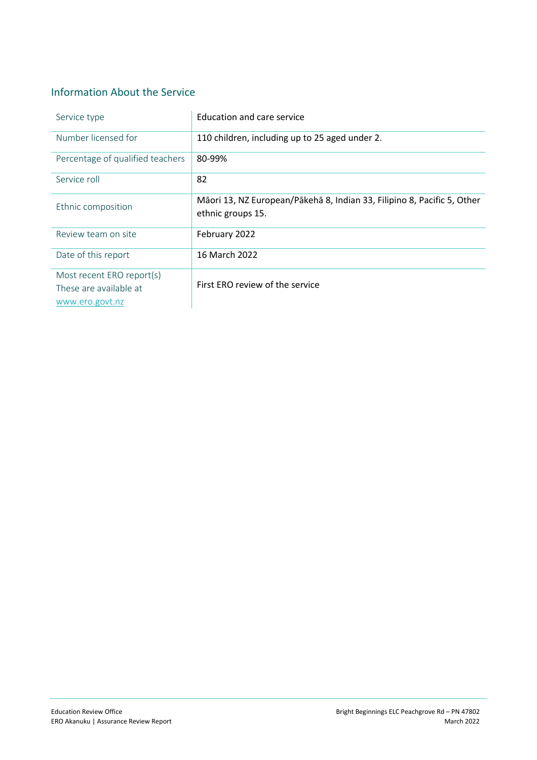## Information About the Service

| | |
|---|---|
| Service type | Education and care service |
| Number licensed for | 110 children, including up to 25 aged under 2. |
| Percentage of qualified teachers | 80-99% |
| Service roll | 82 |
| Ethnic composition | Māori 13, NZ European/Pākehā 8, Indian 33, Filipino 8, Pacific 5, Other ethnic groups 15. |
| Review team on site | February 2022 |
| Date of this report | 16 March 2022 |
| Most recent ERO report(s) These are available at www.ero.govt.nz | First ERO review of the service |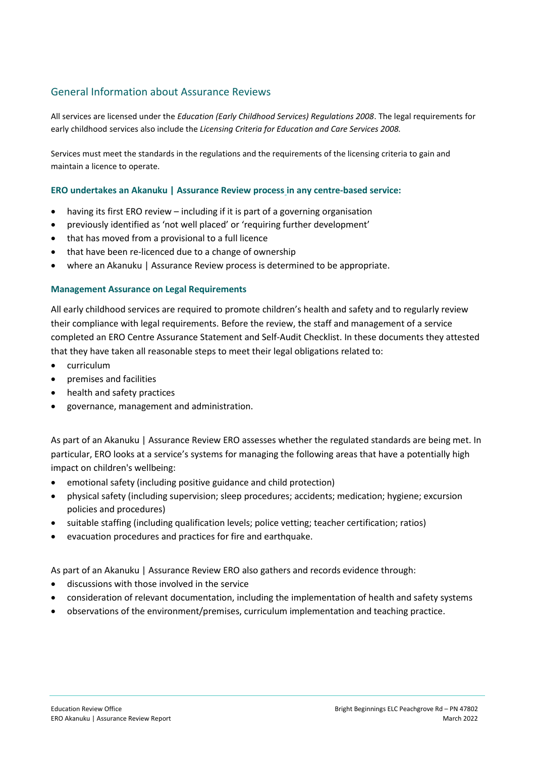## General Information about Assurance Reviews

All services are licensed under the *Education (Early Childhood Services) Regulations 2008*. The legal requirements for early childhood services also include the *Licensing Criteria for Education and Care Services 2008.*

Services must meet the standards in the regulations and the requirements of the licensing criteria to gain and maintain a licence to operate.

### ERO undertakes an Akanuku | Assurance Review process in any centre-based service:

- having its first ERO review – including if it is part of a governing organisation
- previously identified as 'not well placed' or 'requiring further development'
- that has moved from a provisional to a full licence
- that have been re-licenced due to a change of ownership
- where an Akanuku | Assurance Review process is determined to be appropriate.

### Management Assurance on Legal Requirements

All early childhood services are required to promote children's health and safety and to regularly review their compliance with legal requirements. Before the review, the staff and management of a service completed an ERO Centre Assurance Statement and Self-Audit Checklist. In these documents they attested that they have taken all reasonable steps to meet their legal obligations related to:

- curriculum
- premises and facilities
- health and safety practices
- governance, management and administration.

As part of an Akanuku | Assurance Review ERO assesses whether the regulated standards are being met. In particular, ERO looks at a service's systems for managing the following areas that have a potentially high impact on children's wellbeing:

- emotional safety (including positive guidance and child protection)
- physical safety (including supervision; sleep procedures; accidents; medication; hygiene; excursion policies and procedures)
- suitable staffing (including qualification levels; police vetting; teacher certification; ratios)
- evacuation procedures and practices for fire and earthquake.

As part of an Akanuku | Assurance Review ERO also gathers and records evidence through:

- discussions with those involved in the service
- consideration of relevant documentation, including the implementation of health and safety systems
- observations of the environment/premises, curriculum implementation and teaching practice.